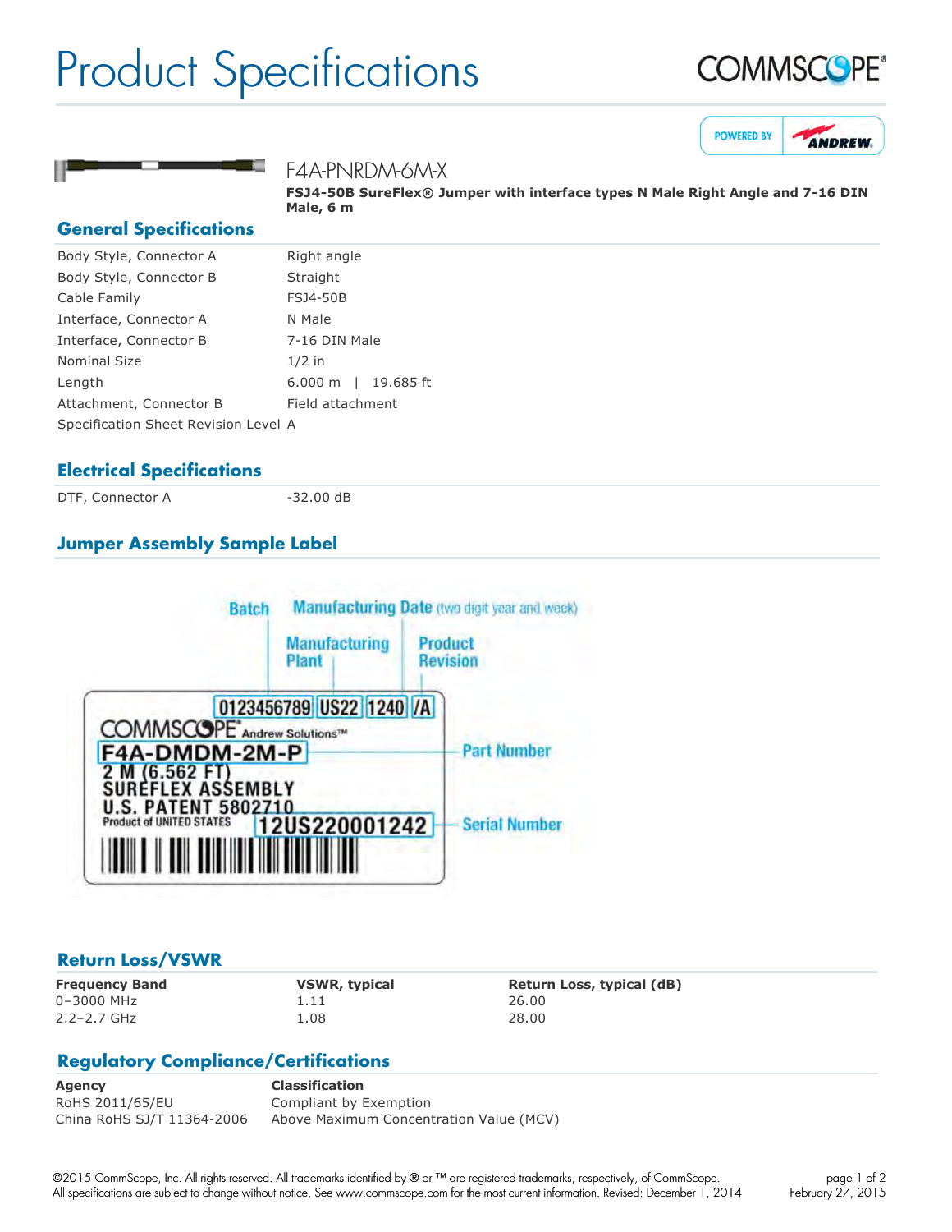# Product Specifications

COMMSCOPE®

POWERED BY ANDREW

## F4A-PNRDM-6M-X

**FSJ4-50B SureFlex® Jumper with interface types N Male Right Angle and 7-16 DIN Male, 6 m**

## General Specifications

| | |
|---|---|
| Body Style, Connector A | Right angle |
| Body Style, Connector B | Straight |
| Cable Family | FSJ4-50B |
| Interface, Connector A | N Male |
| Interface, Connector B | 7-16 DIN Male |
| Nominal Size | 1/2 in |
| Length | 6.000 m \| 19.685 ft |
| Attachment, Connector B | Field attachment |
| Specification Sheet Revision Level | A |

## Electrical Specifications

| | |
|---|---|
| DTF, Connector A | -32.00 dB |

## Jumper Assembly Sample Label

Batch — Manufacturing Date (two digit year and week) — Manufacturing Plant — Product Revision

0123456789 | US22 | 1240 | /A

COMMSCOPE® Andrew Solutions™

F4A-DMDM-2M-P — Part Number

2 M (6.562 FT)
SUREFLEX ASSEMBLY
U.S. PATENT 5802710
Product of UNITED STATES

12US220001242 — Serial Number

## Return Loss/VSWR

| Frequency Band | VSWR, typical | Return Loss, typical (dB) |
|---|---|---|
| 0–3000 MHz | 1.11 | 26.00 |
| 2.2–2.7 GHz | 1.08 | 28.00 |

## Regulatory Compliance/Certifications

| Agency | Classification |
|---|---|
| RoHS 2011/65/EU | Compliant by Exemption |
| China RoHS SJ/T 11364-2006 | Above Maximum Concentration Value (MCV) |

©2015 CommScope, Inc. All rights reserved. All trademarks identified by ® or ™ are registered trademarks, respectively, of CommScope.
All specifications are subject to change without notice. See www.commscope.com for the most current information. Revised: December 1, 2014

February 27, 2015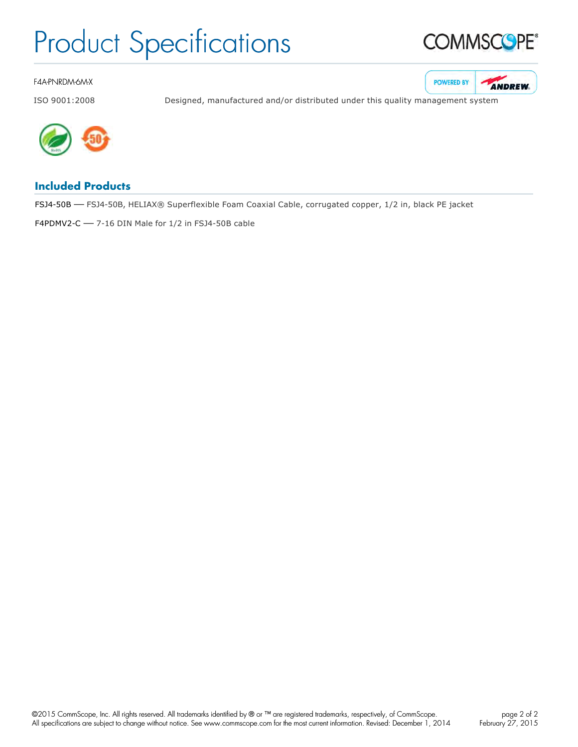# Product Specifications

F4A-PNRDM-6M-X

ISO 9001:2008 Designed, manufactured and/or distributed under this quality management system

## Included Products

FSJ4-50B — FSJ4-50B, HELIAX® Superflexible Foam Coaxial Cable, corrugated copper, 1/2 in, black PE jacket

F4PDMV2-C — 7-16 DIN Male for 1/2 in FSJ4-50B cable

©2015 CommScope, Inc. All rights reserved. All trademarks identified by ® or ™ are registered trademarks, respectively, of CommScope.
All specifications are subject to change without notice. See www.commscope.com for the most current information. Revised: December 1, 2014

February 27, 2015